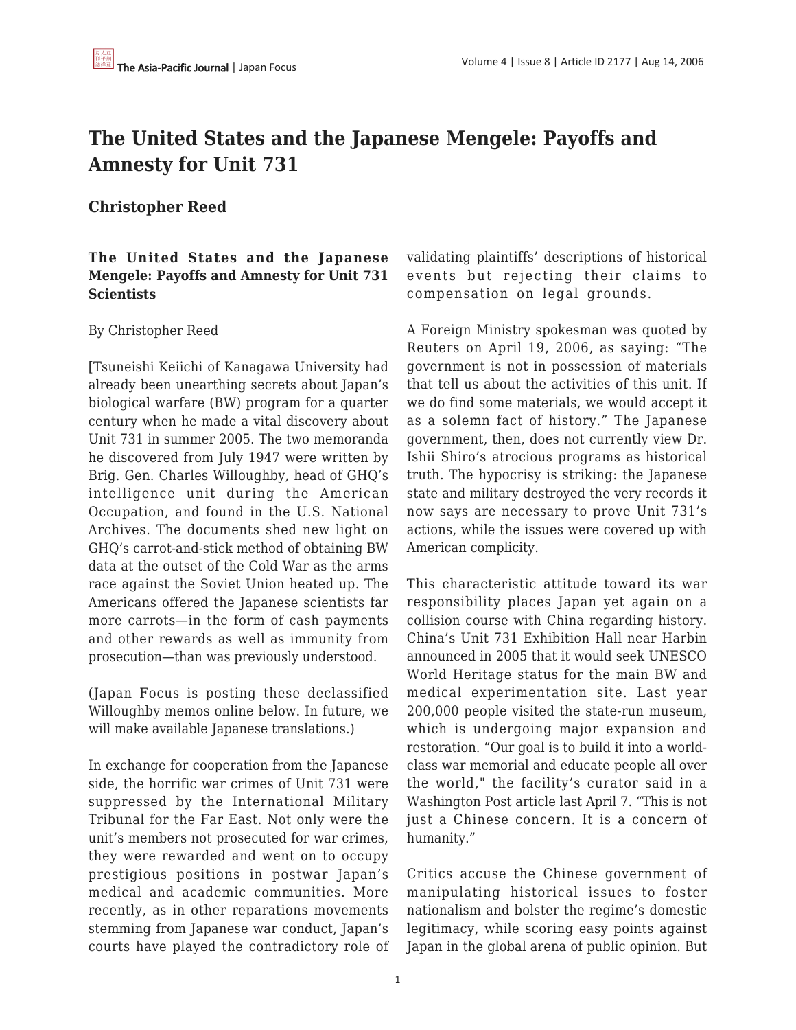# The United States and the Japanese Mengele: Payoffs and Amnesty for Unit 731

## Christopher Reed

**The United States and the Japanese Mengele: Payoffs and Amnesty for Unit 731 Scientists**

By Christopher Reed

[Tsuneishi Keiichi of Kanagawa University had already been unearthing secrets about Japan's biological warfare (BW) program for a quarter century when he made a vital discovery about Unit 731 in summer 2005. The two memoranda he discovered from July 1947 were written by Brig. Gen. Charles Willoughby, head of GHQ's intelligence unit during the American Occupation, and found in the U.S. National Archives. The documents shed new light on GHQ's carrot-and-stick method of obtaining BW data at the outset of the Cold War as the arms race against the Soviet Union heated up. The Americans offered the Japanese scientists far more carrots—in the form of cash payments and other rewards as well as immunity from prosecution—than was previously understood.

(Japan Focus is posting these declassified Willoughby memos online below. In future, we will make available Japanese translations.)

In exchange for cooperation from the Japanese side, the horrific war crimes of Unit 731 were suppressed by the International Military Tribunal for the Far East. Not only were the unit's members not prosecuted for war crimes, they were rewarded and went on to occupy prestigious positions in postwar Japan's medical and academic communities. More recently, as in other reparations movements stemming from Japanese war conduct, Japan's courts have played the contradictory role of validating plaintiffs' descriptions of historical events but rejecting their claims to compensation on legal grounds.

A Foreign Ministry spokesman was quoted by Reuters on April 19, 2006, as saying: "The government is not in possession of materials that tell us about the activities of this unit. If we do find some materials, we would accept it as a solemn fact of history." The Japanese government, then, does not currently view Dr. Ishii Shiro's atrocious programs as historical truth. The hypocrisy is striking: the Japanese state and military destroyed the very records it now says are necessary to prove Unit 731's actions, while the issues were covered up with American complicity.

This characteristic attitude toward its war responsibility places Japan yet again on a collision course with China regarding history. China's Unit 731 Exhibition Hall near Harbin announced in 2005 that it would seek UNESCO World Heritage status for the main BW and medical experimentation site. Last year 200,000 people visited the state-run museum, which is undergoing major expansion and restoration. "Our goal is to build it into a world-class war memorial and educate people all over the world," the facility's curator said in a Washington Post article last April 7. "This is not just a Chinese concern. It is a concern of humanity."

Critics accuse the Chinese government of manipulating historical issues to foster nationalism and bolster the regime's domestic legitimacy, while scoring easy points against Japan in the global arena of public opinion. But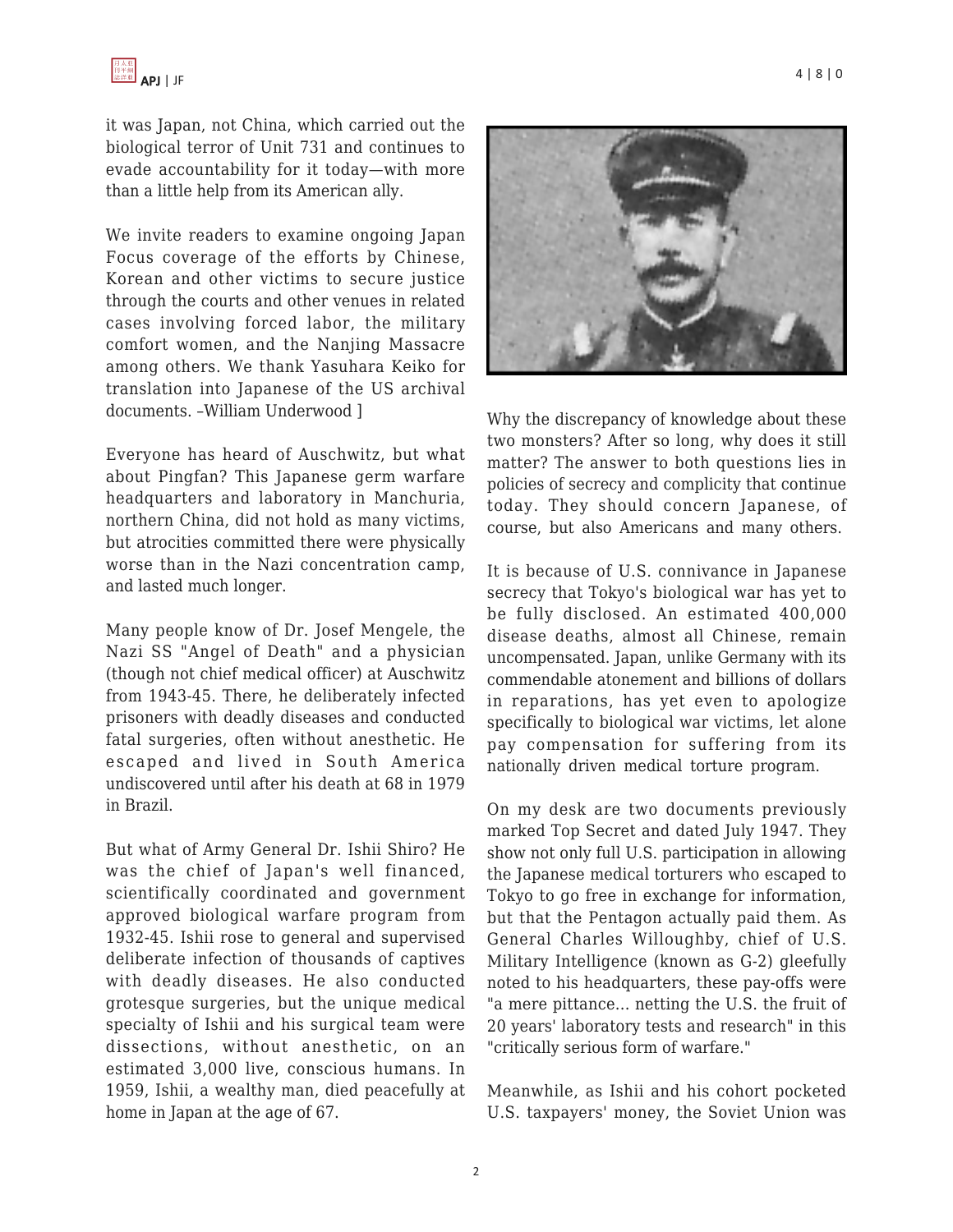it was Japan, not China, which carried out the biological terror of Unit 731 and continues to evade accountability for it today—with more than a little help from its American ally.

We invite readers to examine ongoing Japan Focus coverage of the efforts by Chinese, Korean and other victims to secure justice through the courts and other venues in related cases involving forced labor, the military comfort women, and the Nanjing Massacre among others. We thank Yasuhara Keiko for translation into Japanese of the US archival documents. –William Underwood ]

Everyone has heard of Auschwitz, but what about Pingfan? This Japanese germ warfare headquarters and laboratory in Manchuria, northern China, did not hold as many victims, but atrocities committed there were physically worse than in the Nazi concentration camp, and lasted much longer.

Many people know of Dr. Josef Mengele, the Nazi SS "Angel of Death" and a physician (though not chief medical officer) at Auschwitz from 1943-45. There, he deliberately infected prisoners with deadly diseases and conducted fatal surgeries, often without anesthetic. He escaped and lived in South America undiscovered until after his death at 68 in 1979 in Brazil.

But what of Army General Dr. Ishii Shiro? He was the chief of Japan's well financed, scientifically coordinated and government approved biological warfare program from 1932-45. Ishii rose to general and supervised deliberate infection of thousands of captives with deadly diseases. He also conducted grotesque surgeries, but the unique medical specialty of Ishii and his surgical team were dissections, without anesthetic, on an estimated 3,000 live, conscious humans. In 1959, Ishii, a wealthy man, died peacefully at home in Japan at the age of 67.

Why the discrepancy of knowledge about these two monsters? After so long, why does it still matter? The answer to both questions lies in policies of secrecy and complicity that continue today. They should concern Japanese, of course, but also Americans and many others.

It is because of U.S. connivance in Japanese secrecy that Tokyo's biological war has yet to be fully disclosed. An estimated 400,000 disease deaths, almost all Chinese, remain uncompensated. Japan, unlike Germany with its commendable atonement and billions of dollars in reparations, has yet even to apologize specifically to biological war victims, let alone pay compensation for suffering from its nationally driven medical torture program.

On my desk are two documents previously marked Top Secret and dated July 1947. They show not only full U.S. participation in allowing the Japanese medical torturers who escaped to Tokyo to go free in exchange for information, but that the Pentagon actually paid them. As General Charles Willoughby, chief of U.S. Military Intelligence (known as G-2) gleefully noted to his headquarters, these pay-offs were "a mere pittance... netting the U.S. the fruit of 20 years' laboratory tests and research" in this "critically serious form of warfare."

Meanwhile, as Ishii and his cohort pocketed U.S. taxpayers' money, the Soviet Union was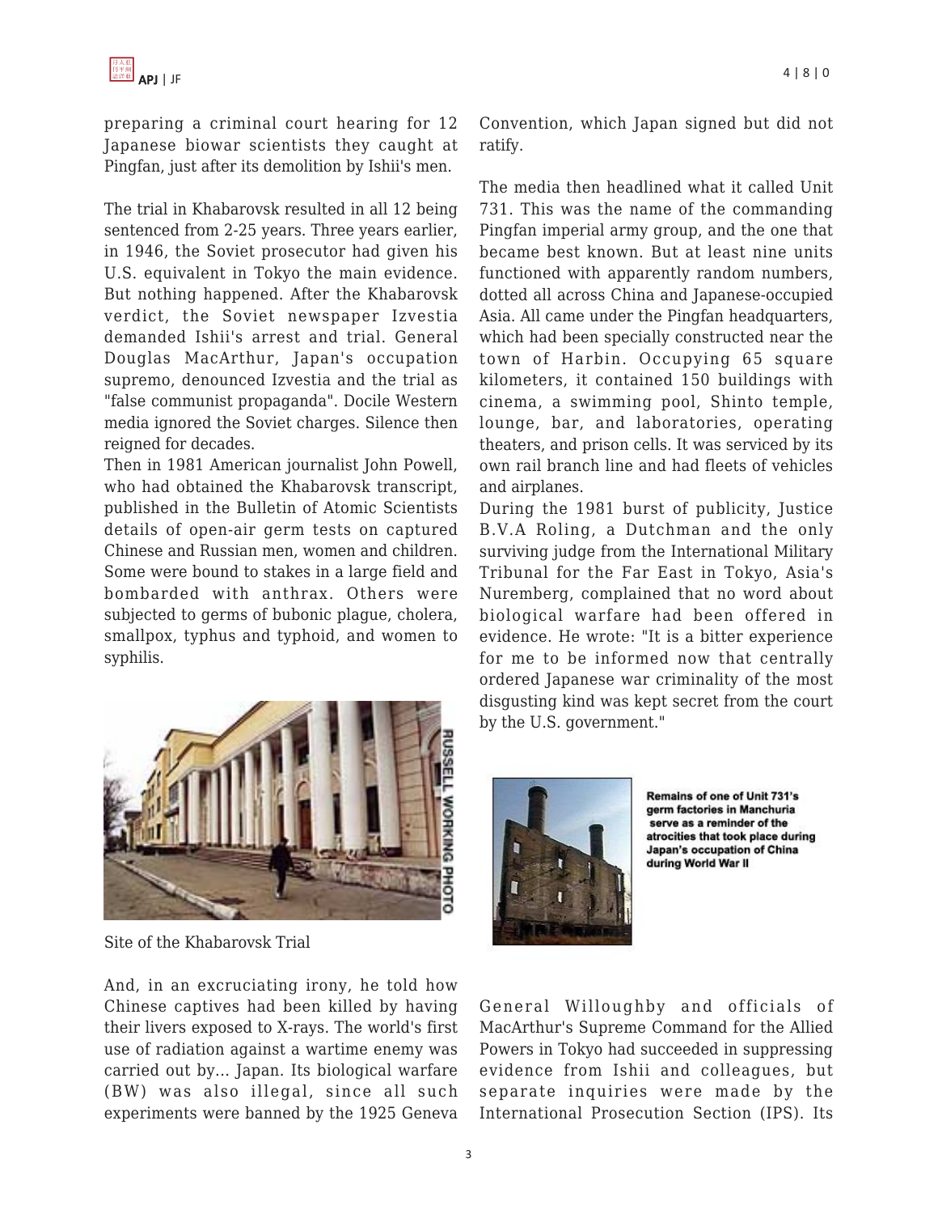preparing a criminal court hearing for 12 Japanese biowar scientists they caught at Pingfan, just after its demolition by Ishii's men.

The trial in Khabarovsk resulted in all 12 being sentenced from 2-25 years. Three years earlier, in 1946, the Soviet prosecutor had given his U.S. equivalent in Tokyo the main evidence. But nothing happened. After the Khabarovsk verdict, the Soviet newspaper Izvestia demanded Ishii's arrest and trial. General Douglas MacArthur, Japan's occupation supremo, denounced Izvestia and the trial as "false communist propaganda". Docile Western media ignored the Soviet charges. Silence then reigned for decades.

Then in 1981 American journalist John Powell, who had obtained the Khabarovsk transcript, published in the Bulletin of Atomic Scientists details of open-air germ tests on captured Chinese and Russian men, women and children. Some were bound to stakes in a large field and bombarded with anthrax. Others were subjected to germs of bubonic plague, cholera, smallpox, typhus and typhoid, and women to syphilis.

Site of the Khabarovsk Trial

And, in an excruciating irony, he told how Chinese captives had been killed by having their livers exposed to X-rays. The world's first use of radiation against a wartime enemy was carried out by... Japan. Its biological warfare (BW) was also illegal, since all such experiments were banned by the 1925 Geneva Convention, which Japan signed but did not ratify.

The media then headlined what it called Unit 731. This was the name of the commanding Pingfan imperial army group, and the one that became best known. But at least nine units functioned with apparently random numbers, dotted all across China and Japanese-occupied Asia. All came under the Pingfan headquarters, which had been specially constructed near the town of Harbin. Occupying 65 square kilometers, it contained 150 buildings with cinema, a swimming pool, Shinto temple, lounge, bar, and laboratories, operating theaters, and prison cells. It was serviced by its own rail branch line and had fleets of vehicles and airplanes.

During the 1981 burst of publicity, Justice B.V.A Roling, a Dutchman and the only surviving judge from the International Military Tribunal for the Far East in Tokyo, Asia's Nuremberg, complained that no word about biological warfare had been offered in evidence. He wrote: "It is a bitter experience for me to be informed now that centrally ordered Japanese war criminality of the most disgusting kind was kept secret from the court by the U.S. government."

**Remains of one of Unit 731's germ factories in Manchuria serve as a reminder of the atrocities that took place during Japan's occupation of China during World War II**

General Willoughby and officials of MacArthur's Supreme Command for the Allied Powers in Tokyo had succeeded in suppressing evidence from Ishii and colleagues, but separate inquiries were made by the International Prosecution Section (IPS). Its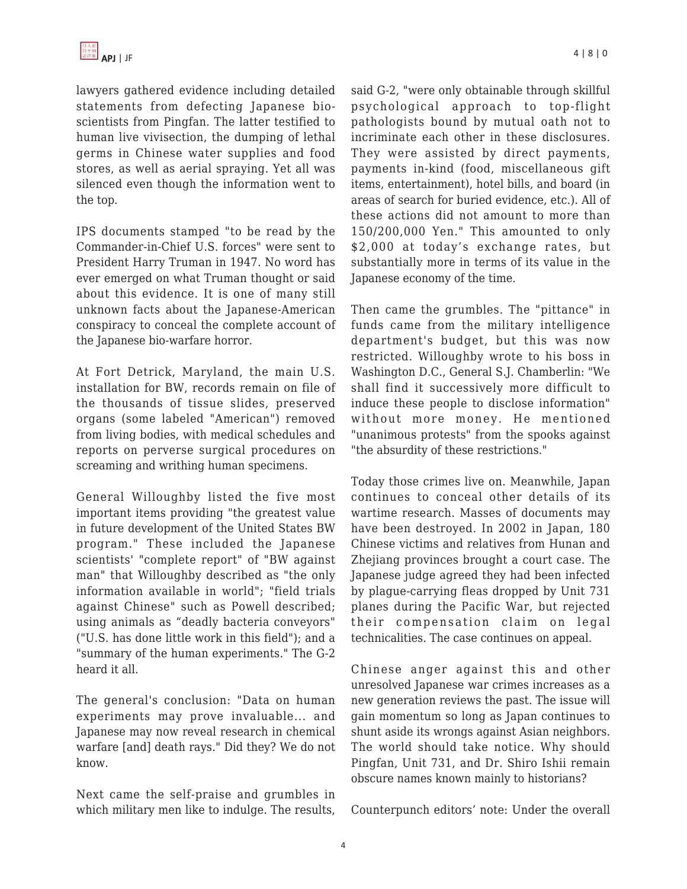lawyers gathered evidence including detailed statements from defecting Japanese bio-scientists from Pingfan. The latter testified to human live vivisection, the dumping of lethal germs in Chinese water supplies and food stores, as well as aerial spraying. Yet all was silenced even though the information went to the top.

IPS documents stamped "to be read by the Commander-in-Chief U.S. forces" were sent to President Harry Truman in 1947. No word has ever emerged on what Truman thought or said about this evidence. It is one of many still unknown facts about the Japanese-American conspiracy to conceal the complete account of the Japanese bio-warfare horror.

At Fort Detrick, Maryland, the main U.S. installation for BW, records remain on file of the thousands of tissue slides, preserved organs (some labeled "American") removed from living bodies, with medical schedules and reports on perverse surgical procedures on screaming and writhing human specimens.

General Willoughby listed the five most important items providing "the greatest value in future development of the United States BW program." These included the Japanese scientists' "complete report" of "BW against man" that Willoughby described as "the only information available in world"; "field trials against Chinese" such as Powell described; using animals as "deadly bacteria conveyors" ("U.S. has done little work in this field"); and a "summary of the human experiments." The G-2 heard it all.

The general's conclusion: "Data on human experiments may prove invaluable… and Japanese may now reveal research in chemical warfare [and] death rays." Did they? We do not know.

Next came the self-praise and grumbles in which military men like to indulge. The results, said G-2, "were only obtainable through skillful psychological approach to top-flight pathologists bound by mutual oath not to incriminate each other in these disclosures. They were assisted by direct payments, payments in-kind (food, miscellaneous gift items, entertainment), hotel bills, and board (in areas of search for buried evidence, etc.). All of these actions did not amount to more than 150/200,000 Yen." This amounted to only $2,000 at today's exchange rates, but substantially more in terms of its value in the Japanese economy of the time.

Then came the grumbles. The "pittance" in funds came from the military intelligence department's budget, but this was now restricted. Willoughby wrote to his boss in Washington D.C., General S.J. Chamberlin: "We shall find it successively more difficult to induce these people to disclose information" without more money. He mentioned "unanimous protests" from the spooks against "the absurdity of these restrictions."

Today those crimes live on. Meanwhile, Japan continues to conceal other details of its wartime research. Masses of documents may have been destroyed. In 2002 in Japan, 180 Chinese victims and relatives from Hunan and Zhejiang provinces brought a court case. The Japanese judge agreed they had been infected by plague-carrying fleas dropped by Unit 731 planes during the Pacific War, but rejected their compensation claim on legal technicalities. The case continues on appeal.

Chinese anger against this and other unresolved Japanese war crimes increases as a new generation reviews the past. The issue will gain momentum so long as Japan continues to shunt aside its wrongs against Asian neighbors. The world should take notice. Why should Pingfan, Unit 731, and Dr. Shiro Ishii remain obscure names known mainly to historians?

Counterpunch editors' note: Under the overall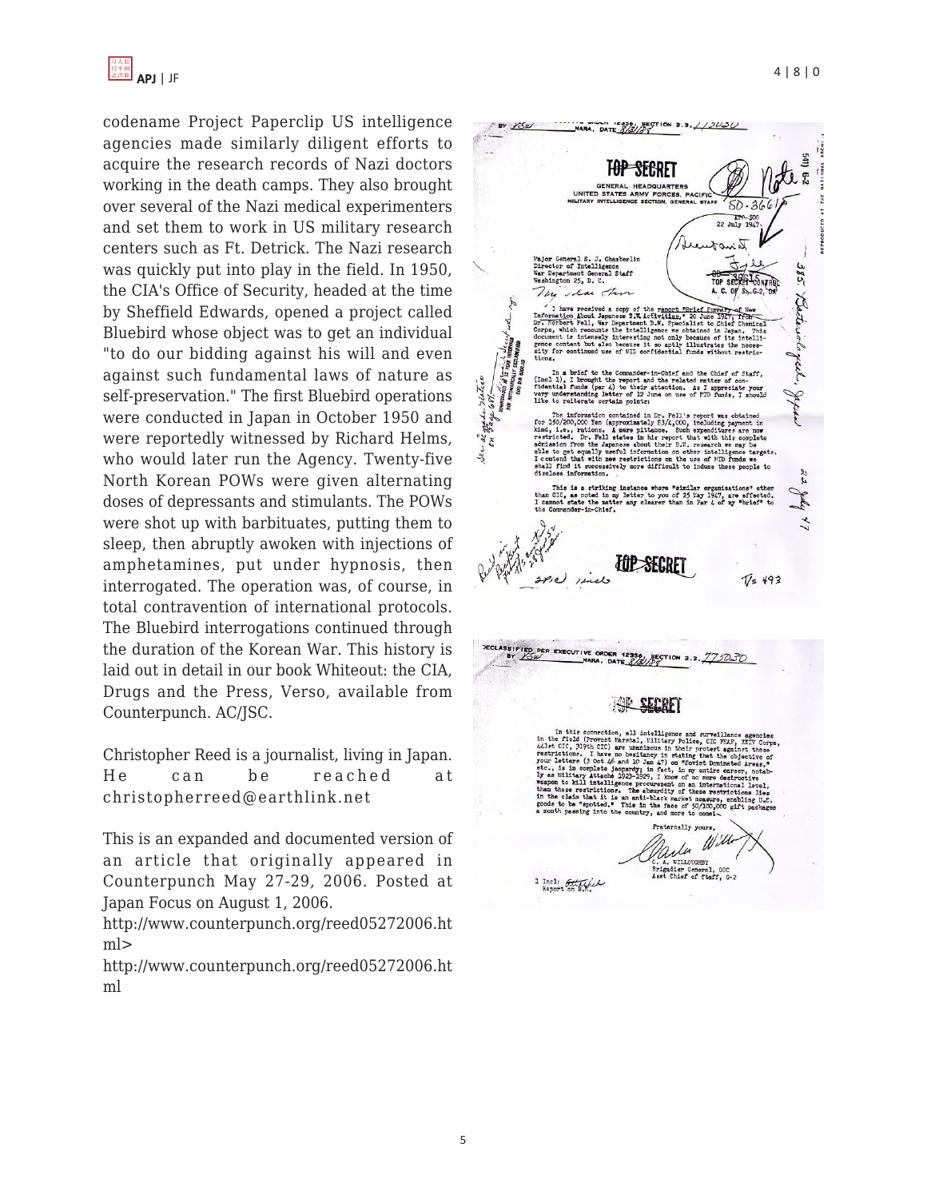codename Project Paperclip US intelligence agencies made similarly diligent efforts to acquire the research records of Nazi doctors working in the death camps. They also brought over several of the Nazi medical experimenters and set them to work in US military research centers such as Ft. Detrick. The Nazi research was quickly put into play in the field. In 1950, the CIA's Office of Security, headed at the time by Sheffield Edwards, opened a project called Bluebird whose object was to get an individual "to do our bidding against his will and even against such fundamental laws of nature as self-preservation." The first Bluebird operations were conducted in Japan in October 1950 and were reportedly witnessed by Richard Helms, who would later run the Agency. Twenty-five North Korean POWs were given alternating doses of depressants and stimulants. The POWs were shot up with barbituates, putting them to sleep, then abruptly awoken with injections of amphetamines, put under hypnosis, then interrogated. The operation was, of course, in total contravention of international protocols. The Bluebird interrogations continued through the duration of the Korean War. This history is laid out in detail in our book Whiteout: the CIA, Drugs and the Press, Verso, available from Counterpunch. AC/JSC.

Christopher Reed is a journalist, living in Japan. He can be reached at christopherreed@earthlink.net

This is an expanded and documented version of an article that originally appeared in Counterpunch May 27-29, 2006. Posted at Japan Focus on August 1, 2006.

http://www.counterpunch.org/reed05272006.html>

http://www.counterpunch.org/reed05272006.html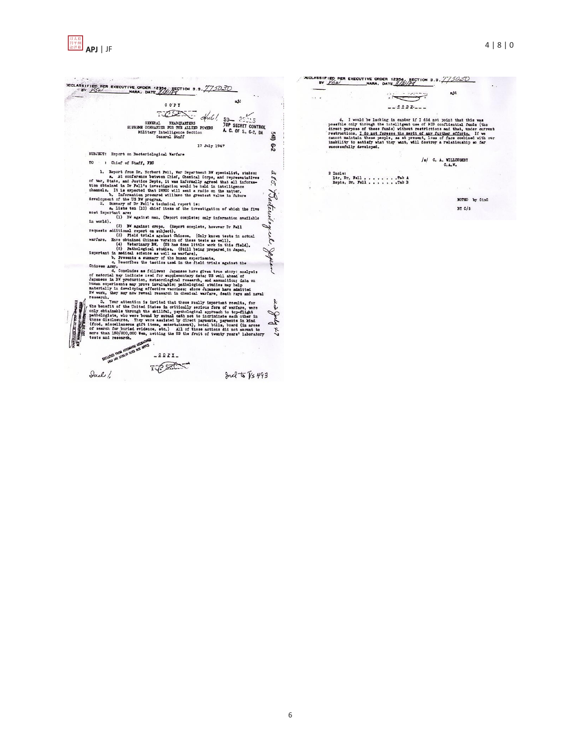DECLASSIFIED PER EXECUTIVE ORDER 12356, SECTION 3.3, 775030
BY NARA, DATE 8/31/88

mjd

COPY

TOP SECRET Incl 1 SD— 39215

GENERAL HEADQUARTERS
SUPREME COMMANDER FOR THE ALLIED POWERS
Military Intelligence Section
General Staff

TOP SECRET CONTROL
A. C. OF S., G-2, DA

17 July 1947

SUBJECT: Report on Bacteriological Warfare

TO : Chief of Staff, FEC

1. Report from Dr. Norbert Fell, War Department BW specialist, states:

a. At conference between Chief, Chemical Corps, and representatives of War, State, and Justice Depts, it was informally agreed that all information obtained in Dr Fell's investigation would be held in intelligence channels. It is expected that SWNCC will send a radio on the matter.

b. Information procured will have the greatest value in future development of the US BW program.

2. Summary of Dr Fell's technical report is:

a. Lists ten (10) chief items of the investigation of which the five most important are:

(1) BW against man. (Report complete; only information available in world).

(2) BW against crops. (Report complete, however Dr Fell requests additional report on subject).

(3) Field trials against Chinese. (Only known tests in actual warfare. Have obtained Chinese version of these tests as well).

(4) Veterinary BW. (US has done little work in this field).

(5) Pathological studies. (Still being prepared in Japan, important in medical science as well as warfare).

b. Presents a summary of the human experiments.

c. Describes the tactics used in the field trials against the Chinese Army.

d. Concludes as follows: Japanese have given true story; analysis of material may indicate need for supplementary data; US well ahead of Japanese in BW production, meteorological research, and ammunition; data on human experiments may prove invaluable; pathological studies may help materially in developing effective vaccines; since Japanese have admitted BW work, they may now reveal research in chemical warfare, death rays and naval research.

3. Your attention is invited that these really important results, for the benefit of the United States in critically serious form of warfare, were only obtainable through the skillful, psychological approach to top-flight pathologists, who were bound by mutual oath not to incriminate each other in these disclosures. They were assisted by direct payments, payments in kind (food, miscellaneous gift items, entertainment), hotel bills, board (in areas of search for buried evidence, etc.) All of these actions did not amount to more than 150/200,000 Yen, netting the US the fruit of twenty years' laboratory tests and research.

EXCLUDED FROM AUTOMATIC REGRADING DOD DIR 5200.10 DOES NOT APPLY

COPY

TOP SECRET

Incl 1 Incl to Ts 493

DECLASSIFIED PER EXECUTIVE ORDER 12356, SECTION 3.3, 775030
BY NARA, DATE 8/31/88

mjd

COPY

4. I would be lacking in candor if I did not point that this was possible only through the intelligent use of MID confidential funds (the direct purpose of these funds) without restrictions and that, under current restructions, I do not foresee the merit of any further efforts. If we cannot maintain these people, as at present, loss of face combined with our inability to satisfy what they want, will destroy a relationship so far successfully developed.

/s/ C. A. WILLOUGHBY
C.A.W.

2 Incls:
Ltr, Dr. Fell . . . . . . . . Tab A
Repts, Dr. Fell . . . . . . . Tab B

NOTED by CinC
BY C/S